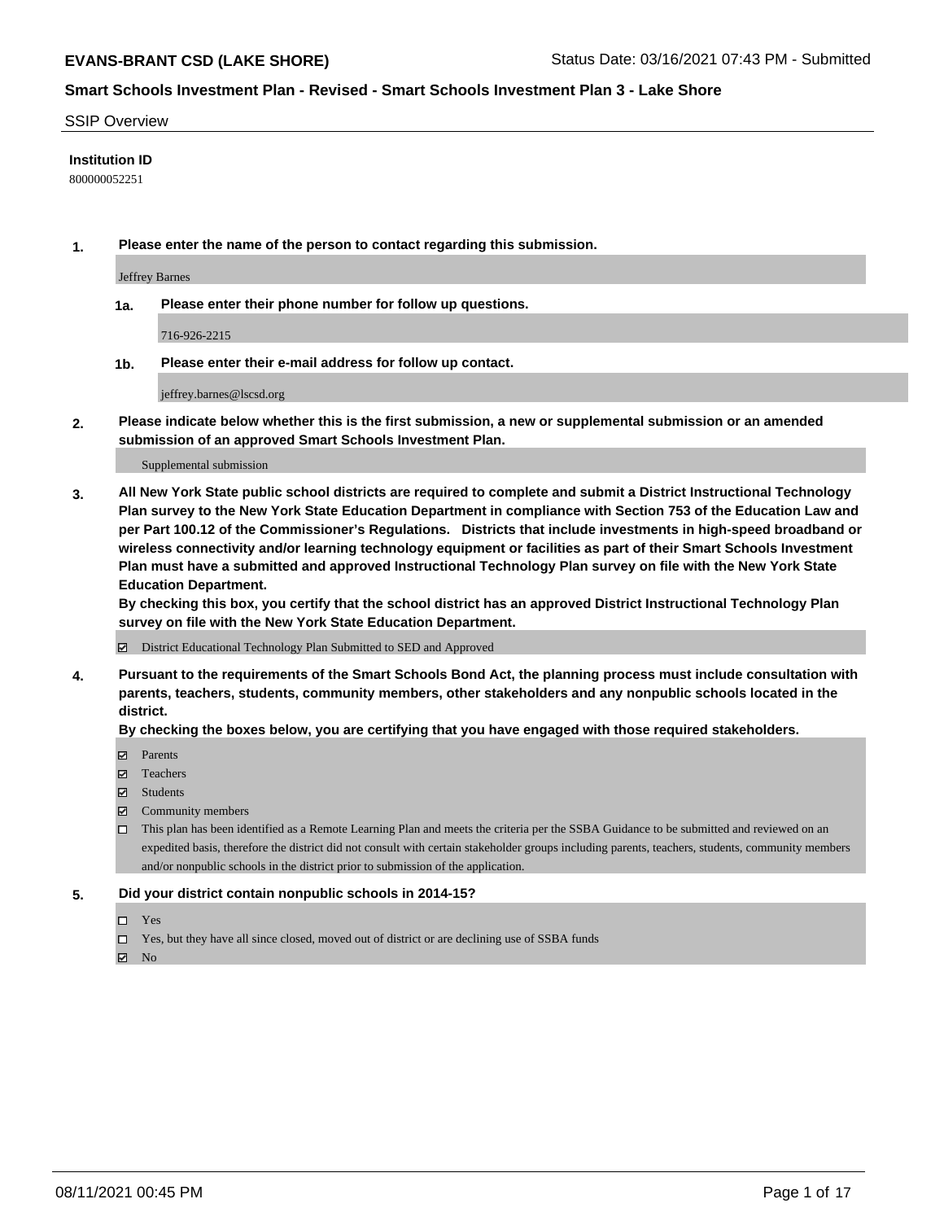## SSIP Overview

**Institution ID**

800000052251

**1. Please enter the name of the person to contact regarding this submission.**

Jeffrey Barnes

**1a. Please enter their phone number for follow up questions.**

716-926-2215

**1b. Please enter their e-mail address for follow up contact.**

jeffrey.barnes@lscsd.org

**2. Please indicate below whether this is the first submission, a new or supplemental submission or an amended submission of an approved Smart Schools Investment Plan.**

Supplemental submission

**3. All New York State public school districts are required to complete and submit a District Instructional Technology Plan survey to the New York State Education Department in compliance with Section 753 of the Education Law and per Part 100.12 of the Commissioner's Regulations. Districts that include investments in high-speed broadband or wireless connectivity and/or learning technology equipment or facilities as part of their Smart Schools Investment Plan must have a submitted and approved Instructional Technology Plan survey on file with the New York State Education Department.**

**By checking this box, you certify that the school district has an approved District Instructional Technology Plan survey on file with the New York State Education Department.**

- [x] District Educational Technology Plan Submitted to SED and Approved

**4. Pursuant to the requirements of the Smart Schools Bond Act, the planning process must include consultation with parents, teachers, students, community members, other stakeholders and any nonpublic schools located in the district.**

**By checking the boxes below, you are certifying that you have engaged with those required stakeholders.**

- [x] Parents
- [x] Teachers
- [x] Students
- [x] Community members
- [ ] This plan has been identified as a Remote Learning Plan and meets the criteria per the SSBA Guidance to be submitted and reviewed on an expedited basis, therefore the district did not consult with certain stakeholder groups including parents, teachers, students, community members and/or nonpublic schools in the district prior to submission of the application.

**5. Did your district contain nonpublic schools in 2014-15?**

- [ ] Yes
- [ ] Yes, but they have all since closed, moved out of district or are declining use of SSBA funds
- [x] No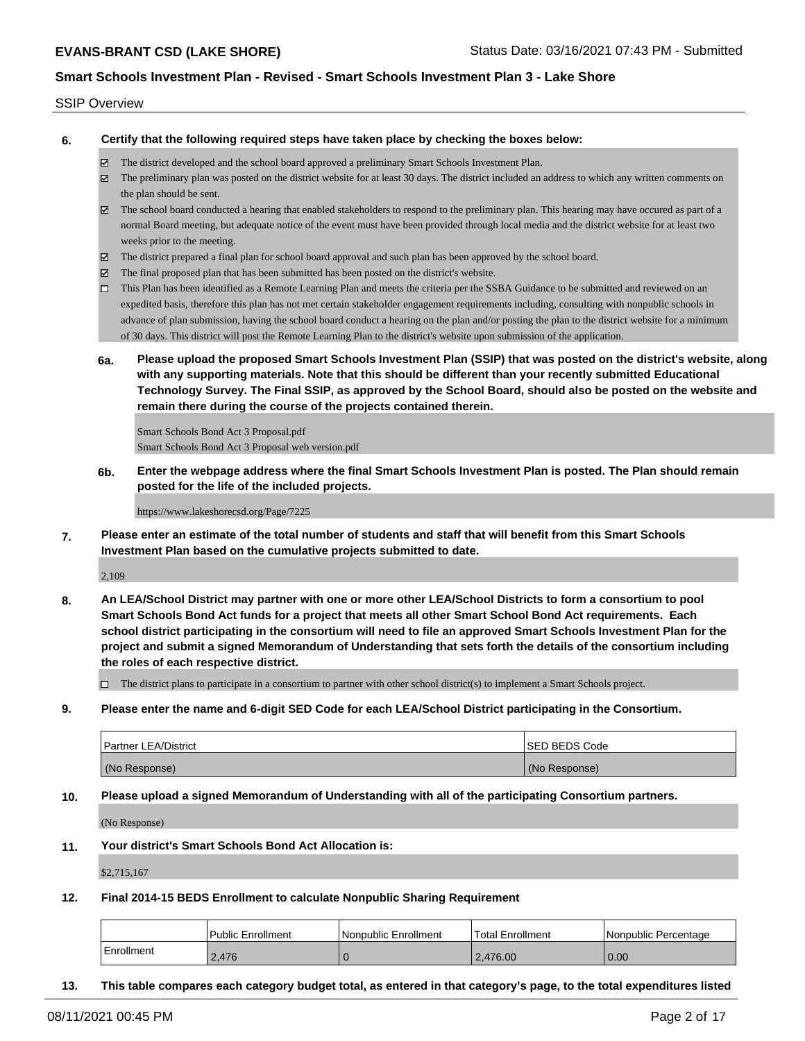SSIP Overview

**6. Certify that the following required steps have taken place by checking the boxes below:**

- ☑ The district developed and the school board approved a preliminary Smart Schools Investment Plan.
- ☑ The preliminary plan was posted on the district website for at least 30 days. The district included an address to which any written comments on the plan should be sent.
- ☑ The school board conducted a hearing that enabled stakeholders to respond to the preliminary plan. This hearing may have occured as part of a normal Board meeting, but adequate notice of the event must have been provided through local media and the district website for at least two weeks prior to the meeting.
- ☑ The district prepared a final plan for school board approval and such plan has been approved by the school board.
- ☑ The final proposed plan that has been submitted has been posted on the district's website.
- ☐ This Plan has been identified as a Remote Learning Plan and meets the criteria per the SSBA Guidance to be submitted and reviewed on an expedited basis, therefore this plan has not met certain stakeholder engagement requirements including, consulting with nonpublic schools in advance of plan submission, having the school board conduct a hearing on the plan and/or posting the plan to the district website for a minimum of 30 days. This district will post the Remote Learning Plan to the district's website upon submission of the application.

**6a. Please upload the proposed Smart Schools Investment Plan (SSIP) that was posted on the district's website, along with any supporting materials. Note that this should be different than your recently submitted Educational Technology Survey. The Final SSIP, as approved by the School Board, should also be posted on the website and remain there during the course of the projects contained therein.**

Smart Schools Bond Act 3 Proposal.pdf
Smart Schools Bond Act 3 Proposal web version.pdf

**6b. Enter the webpage address where the final Smart Schools Investment Plan is posted. The Plan should remain posted for the life of the included projects.**

https://www.lakeshorecsd.org/Page/7225

**7. Please enter an estimate of the total number of students and staff that will benefit from this Smart Schools Investment Plan based on the cumulative projects submitted to date.**

2,109

**8. An LEA/School District may partner with one or more other LEA/School Districts to form a consortium to pool Smart Schools Bond Act funds for a project that meets all other Smart School Bond Act requirements. Each school district participating in the consortium will need to file an approved Smart Schools Investment Plan for the project and submit a signed Memorandum of Understanding that sets forth the details of the consortium including the roles of each respective district.**

- ☐ The district plans to participate in a consortium to partner with other school district(s) to implement a Smart Schools project.

**9. Please enter the name and 6-digit SED Code for each LEA/School District participating in the Consortium.**

| Partner LEA/District | SED BEDS Code |
| --- | --- |
| (No Response) | (No Response) |

**10. Please upload a signed Memorandum of Understanding with all of the participating Consortium partners.**

(No Response)

**11. Your district's Smart Schools Bond Act Allocation is:**

$2,715,167

**12. Final 2014-15 BEDS Enrollment to calculate Nonpublic Sharing Requirement**

| | Public Enrollment | Nonpublic Enrollment | Total Enrollment | Nonpublic Percentage |
| --- | --- | --- | --- | --- |
| Enrollment | 2,476 | 0 | 2,476.00 | 0.00 |

**13. This table compares each category budget total, as entered in that category's page, to the total expenditures listed**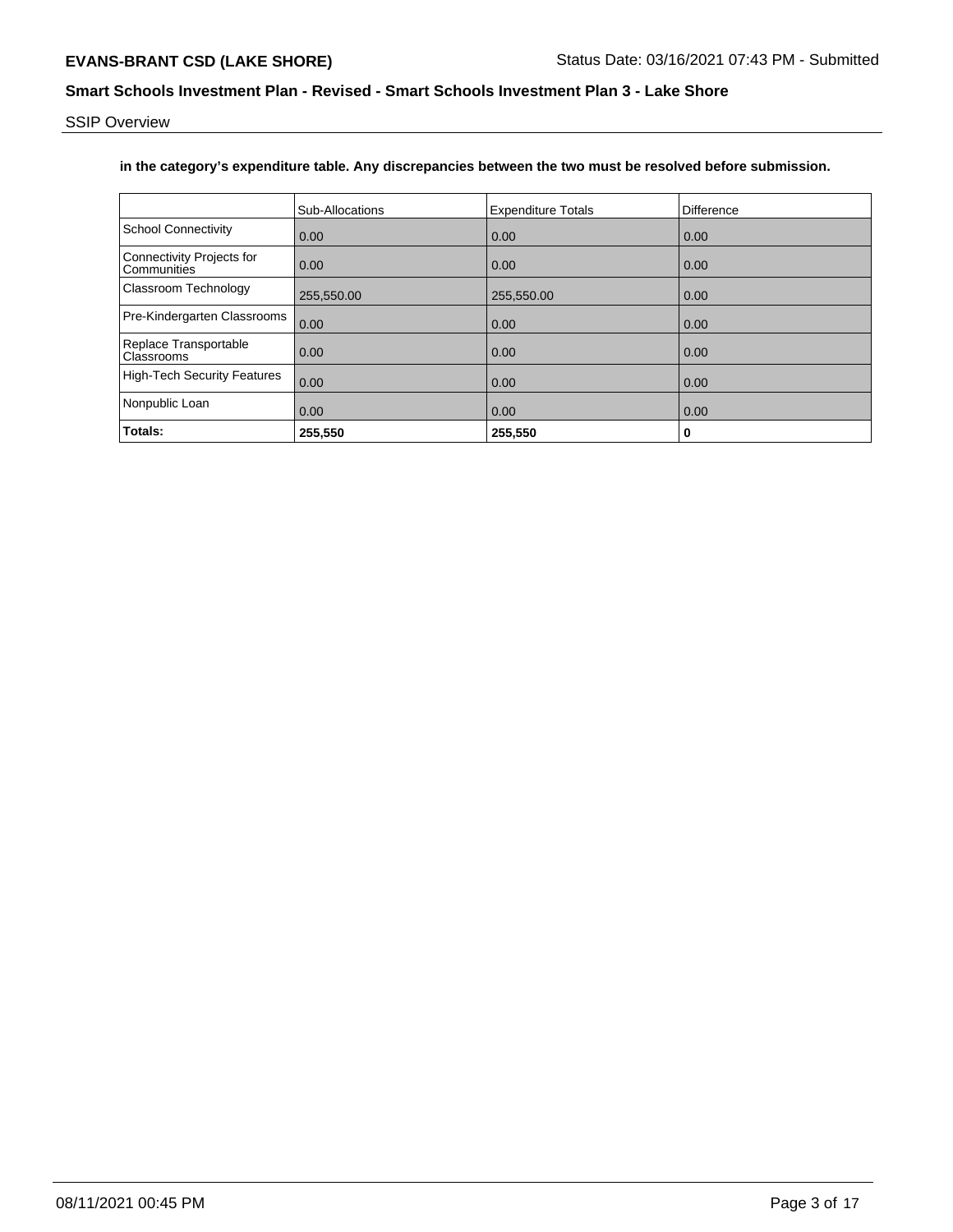SSIP Overview

**in the category's expenditure table. Any discrepancies between the two must be resolved before submission.**

| | Sub-Allocations | Expenditure Totals | Difference |
|---|---|---|---|
| School Connectivity | 0.00 | 0.00 | 0.00 |
| Connectivity Projects for Communities | 0.00 | 0.00 | 0.00 |
| Classroom Technology | 255,550.00 | 255,550.00 | 0.00 |
| Pre-Kindergarten Classrooms | 0.00 | 0.00 | 0.00 |
| Replace Transportable Classrooms | 0.00 | 0.00 | 0.00 |
| High-Tech Security Features | 0.00 | 0.00 | 0.00 |
| Nonpublic Loan | 0.00 | 0.00 | 0.00 |
| **Totals:** | **255,550** | **255,550** | **0** |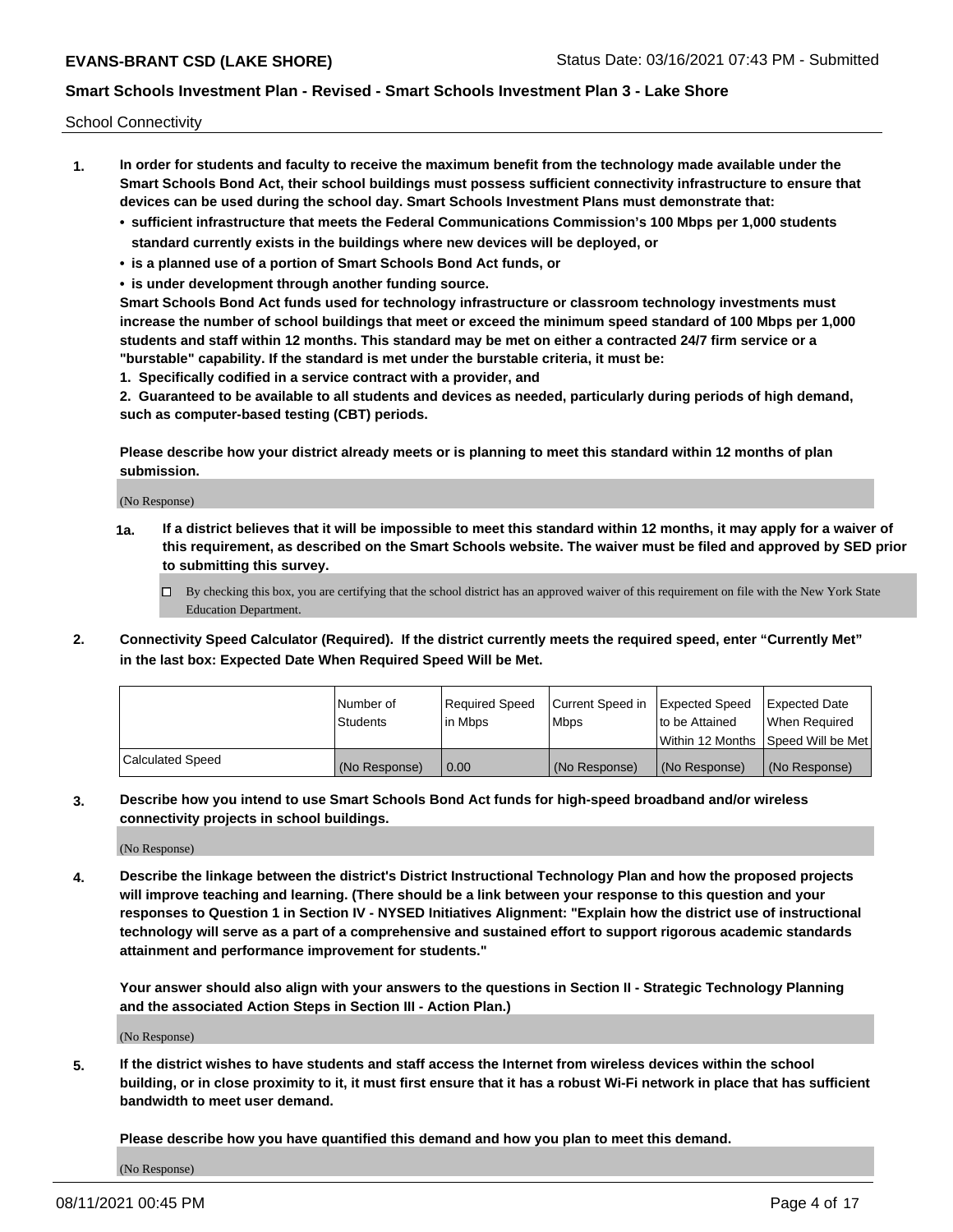School Connectivity

1. **In order for students and faculty to receive the maximum benefit from the technology made available under the Smart Schools Bond Act, their school buildings must possess sufficient connectivity infrastructure to ensure that devices can be used during the school day. Smart Schools Investment Plans must demonstrate that:**
   - **sufficient infrastructure that meets the Federal Communications Commission's 100 Mbps per 1,000 students standard currently exists in the buildings where new devices will be deployed, or**
   - **is a planned use of a portion of Smart Schools Bond Act funds, or**
   - **is under development through another funding source.**

   **Smart Schools Bond Act funds used for technology infrastructure or classroom technology investments must increase the number of school buildings that meet or exceed the minimum speed standard of 100 Mbps per 1,000 students and staff within 12 months. This standard may be met on either a contracted 24/7 firm service or a "burstable" capability. If the standard is met under the burstable criteria, it must be:**

   **1. Specifically codified in a service contract with a provider, and**

   **2. Guaranteed to be available to all students and devices as needed, particularly during periods of high demand, such as computer-based testing (CBT) periods.**

   **Please describe how your district already meets or is planning to meet this standard within 12 months of plan submission.**

   (No Response)

   **1a. If a district believes that it will be impossible to meet this standard within 12 months, it may apply for a waiver of this requirement, as described on the Smart Schools website. The waiver must be filed and approved by SED prior to submitting this survey.**

   ☐ By checking this box, you are certifying that the school district has an approved waiver of this requirement on file with the New York State Education Department.

2. **Connectivity Speed Calculator (Required). If the district currently meets the required speed, enter "Currently Met" in the last box: Expected Date When Required Speed Will be Met.**

| | Number of Students | Required Speed in Mbps | Current Speed in Mbps | Expected Speed to be Attained Within 12 Months | Expected Date When Required Speed Will be Met |
|---|---|---|---|---|---|
| Calculated Speed | (No Response) | 0.00 | (No Response) | (No Response) | (No Response) |

3. **Describe how you intend to use Smart Schools Bond Act funds for high-speed broadband and/or wireless connectivity projects in school buildings.**

   (No Response)

4. **Describe the linkage between the district's District Instructional Technology Plan and how the proposed projects will improve teaching and learning. (There should be a link between your response to this question and your responses to Question 1 in Section IV - NYSED Initiatives Alignment: "Explain how the district use of instructional technology will serve as a part of a comprehensive and sustained effort to support rigorous academic standards attainment and performance improvement for students."**

   **Your answer should also align with your answers to the questions in Section II - Strategic Technology Planning and the associated Action Steps in Section III - Action Plan.)**

   (No Response)

5. **If the district wishes to have students and staff access the Internet from wireless devices within the school building, or in close proximity to it, it must first ensure that it has a robust Wi-Fi network in place that has sufficient bandwidth to meet user demand.**

   **Please describe how you have quantified this demand and how you plan to meet this demand.**

   (No Response)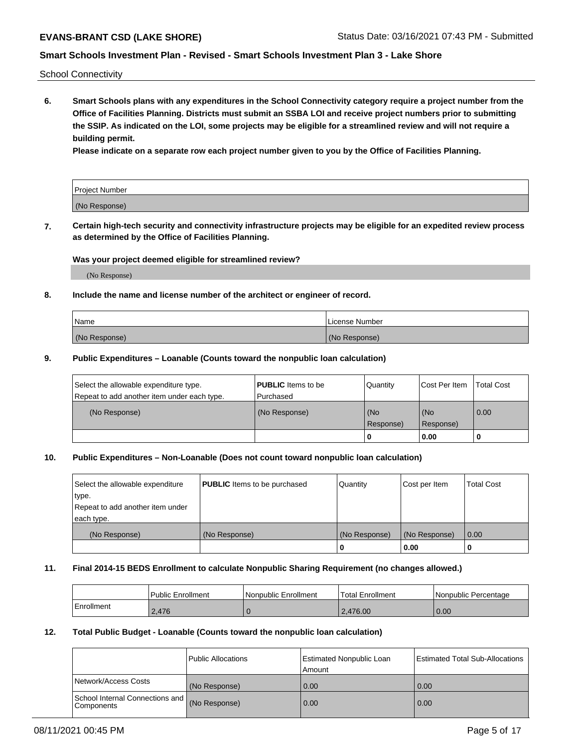School Connectivity

**6. Smart Schools plans with any expenditures in the School Connectivity category require a project number from the Office of Facilities Planning. Districts must submit an SSBA LOI and receive project numbers prior to submitting the SSIP. As indicated on the LOI, some projects may be eligible for a streamlined review and will not require a building permit.**

**Please indicate on a separate row each project number given to you by the Office of Facilities Planning.**

| Project Number |
| --- |
| (No Response) |

**7. Certain high-tech security and connectivity infrastructure projects may be eligible for an expedited review process as determined by the Office of Facilities Planning.**

**Was your project deemed eligible for streamlined review?**

(No Response)

**8. Include the name and license number of the architect or engineer of record.**

| Name | License Number |
| --- | --- |
| (No Response) | (No Response) |

**9. Public Expenditures – Loanable (Counts toward the nonpublic loan calculation)**

| Select the allowable expenditure type. Repeat to add another item under each type. | **PUBLIC** Items to be Purchased | Quantity | Cost Per Item | Total Cost |
| --- | --- | --- | --- | --- |
| (No Response) | (No Response) | (No Response) | (No Response) | 0.00 |
| | | 0 | 0.00 | 0 |

**10. Public Expenditures – Non-Loanable (Does not count toward nonpublic loan calculation)**

| Select the allowable expenditure type. Repeat to add another item under each type. | **PUBLIC** Items to be purchased | Quantity | Cost per Item | Total Cost |
| --- | --- | --- | --- | --- |
| (No Response) | (No Response) | (No Response) | (No Response) | 0.00 |
| | | 0 | 0.00 | 0 |

**11. Final 2014-15 BEDS Enrollment to calculate Nonpublic Sharing Requirement (no changes allowed.)**

| | Public Enrollment | Nonpublic Enrollment | Total Enrollment | Nonpublic Percentage |
| --- | --- | --- | --- | --- |
| Enrollment | 2,476 | 0 | 2,476.00 | 0.00 |

**12. Total Public Budget - Loanable (Counts toward the nonpublic loan calculation)**

| | Public Allocations | Estimated Nonpublic Loan Amount | Estimated Total Sub-Allocations |
| --- | --- | --- | --- |
| Network/Access Costs | (No Response) | 0.00 | 0.00 |
| School Internal Connections and Components | (No Response) | 0.00 | 0.00 |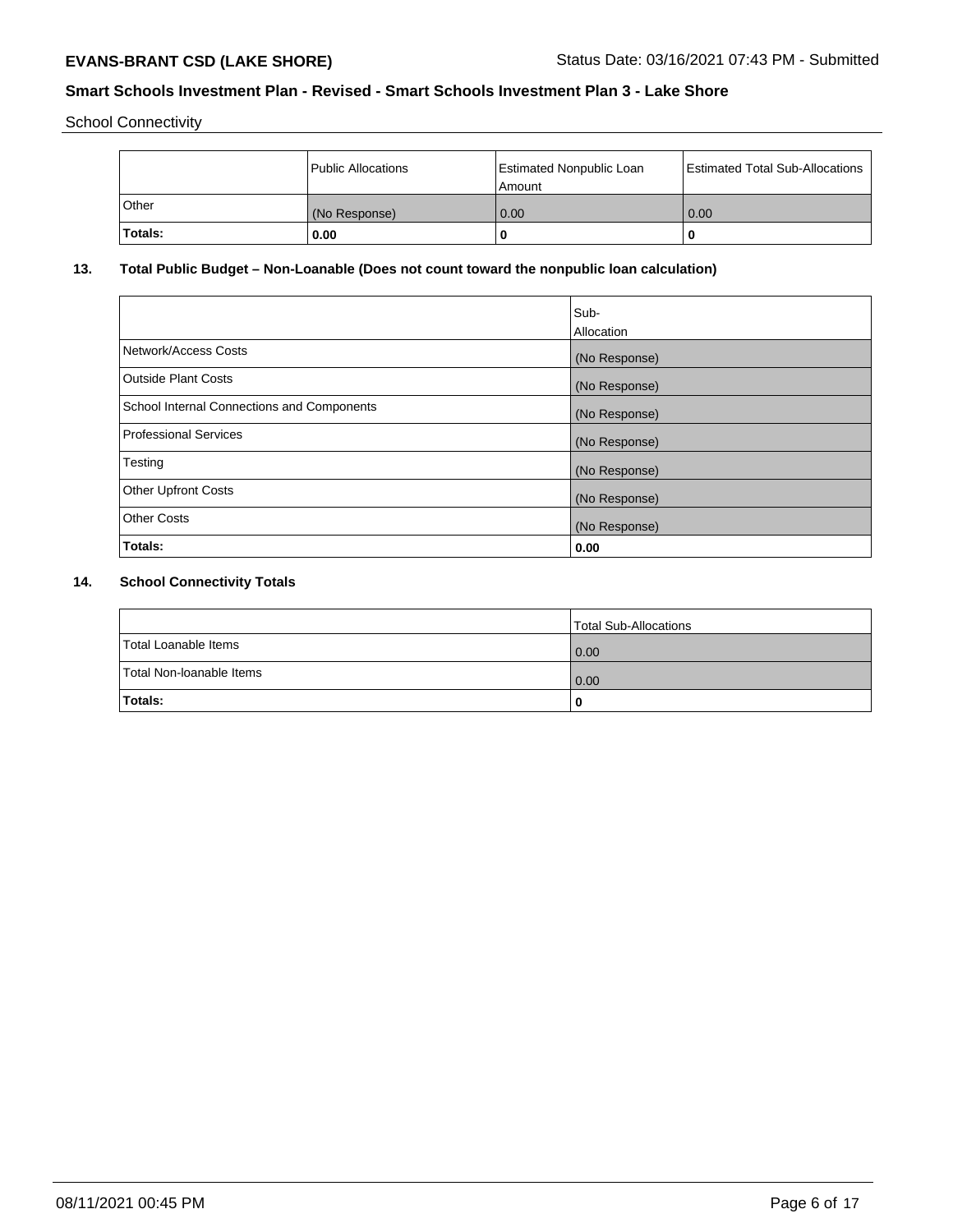School Connectivity

| | Public Allocations | Estimated Nonpublic Loan Amount | Estimated Total Sub-Allocations |
|---|---|---|---|
| Other | (No Response) | 0.00 | 0.00 |
| **Totals:** | **0.00** | **0** | **0** |

## 13. Total Public Budget – Non-Loanable (Does not count toward the nonpublic loan calculation)

| | Sub-Allocation |
|---|---|
| Network/Access Costs | (No Response) |
| Outside Plant Costs | (No Response) |
| School Internal Connections and Components | (No Response) |
| Professional Services | (No Response) |
| Testing | (No Response) |
| Other Upfront Costs | (No Response) |
| Other Costs | (No Response) |
| **Totals:** | **0.00** |

## 14. School Connectivity Totals

| | Total Sub-Allocations |
|---|---|
| Total Loanable Items | 0.00 |
| Total Non-loanable Items | 0.00 |
| **Totals:** | **0** |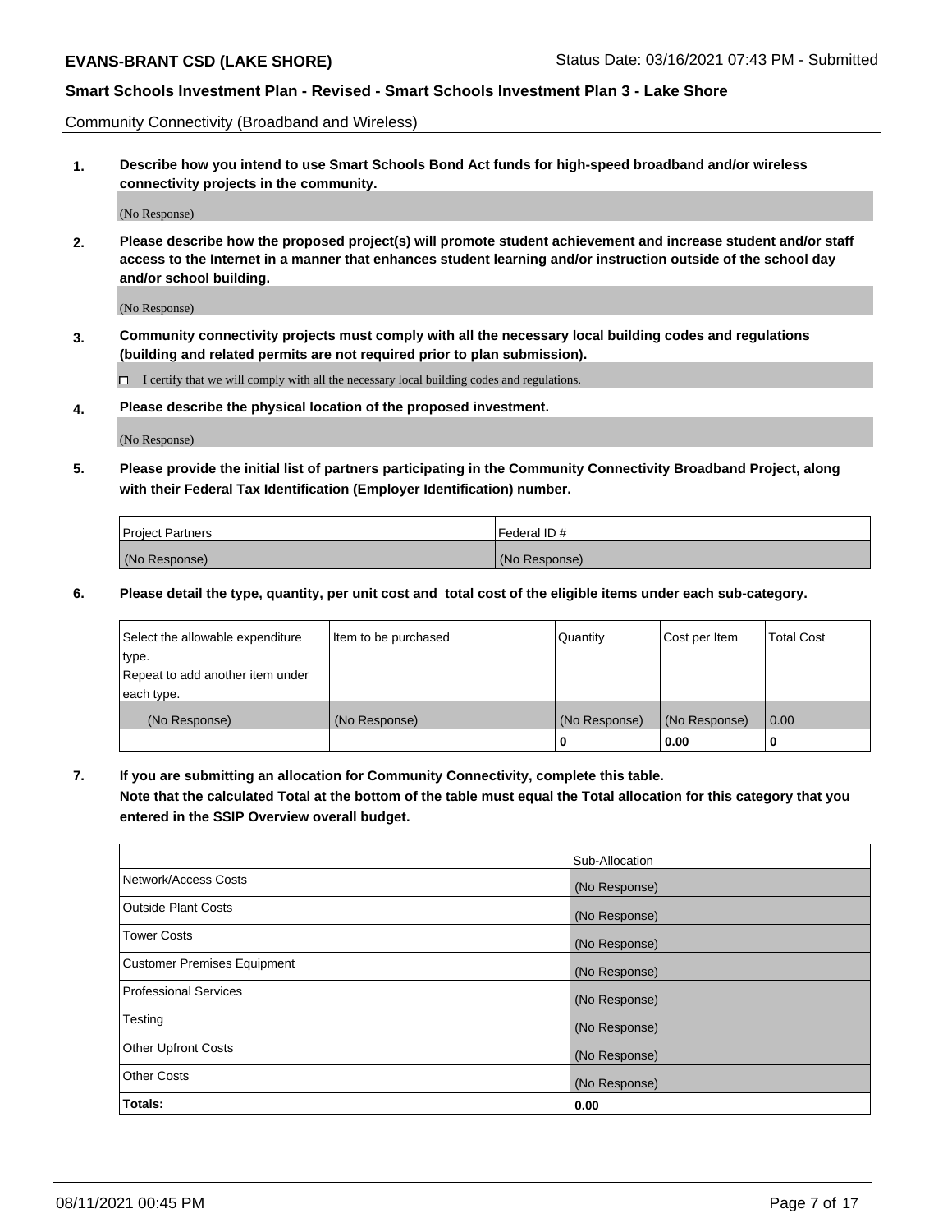Community Connectivity (Broadband and Wireless)

**1. Describe how you intend to use Smart Schools Bond Act funds for high-speed broadband and/or wireless connectivity projects in the community.**

(No Response)

**2. Please describe how the proposed project(s) will promote student achievement and increase student and/or staff access to the Internet in a manner that enhances student learning and/or instruction outside of the school day and/or school building.**

(No Response)

**3. Community connectivity projects must comply with all the necessary local building codes and regulations (building and related permits are not required prior to plan submission).**

☐ I certify that we will comply with all the necessary local building codes and regulations.

**4. Please describe the physical location of the proposed investment.**

(No Response)

**5. Please provide the initial list of partners participating in the Community Connectivity Broadband Project, along with their Federal Tax Identification (Employer Identification) number.**

| Project Partners | Federal ID # |
|---|---|
| (No Response) | (No Response) |

**6. Please detail the type, quantity, per unit cost and total cost of the eligible items under each sub-category.**

| Select the allowable expenditure type. Repeat to add another item under each type. | Item to be purchased | Quantity | Cost per Item | Total Cost |
|---|---|---|---|---|
| (No Response) | (No Response) | (No Response) | (No Response) | 0.00 |
| | | 0 | 0.00 | 0 |

**7. If you are submitting an allocation for Community Connectivity, complete this table.**
**Note that the calculated Total at the bottom of the table must equal the Total allocation for this category that you entered in the SSIP Overview overall budget.**

| | Sub-Allocation |
|---|---|
| Network/Access Costs | (No Response) |
| Outside Plant Costs | (No Response) |
| Tower Costs | (No Response) |
| Customer Premises Equipment | (No Response) |
| Professional Services | (No Response) |
| Testing | (No Response) |
| Other Upfront Costs | (No Response) |
| Other Costs | (No Response) |
| **Totals:** | **0.00** |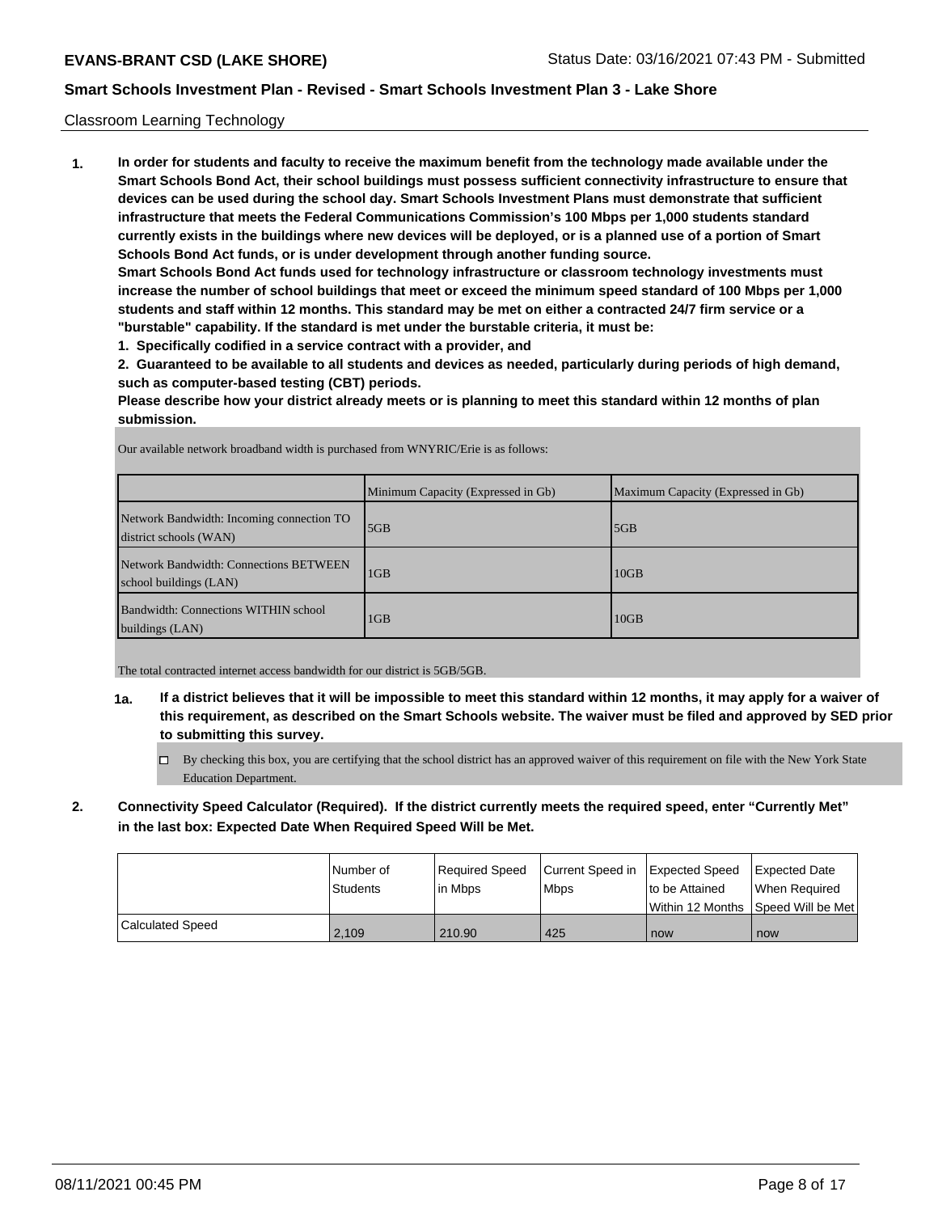Classroom Learning Technology

**1. In order for students and faculty to receive the maximum benefit from the technology made available under the Smart Schools Bond Act, their school buildings must possess sufficient connectivity infrastructure to ensure that devices can be used during the school day. Smart Schools Investment Plans must demonstrate that sufficient infrastructure that meets the Federal Communications Commission's 100 Mbps per 1,000 students standard currently exists in the buildings where new devices will be deployed, or is a planned use of a portion of Smart Schools Bond Act funds, or is under development through another funding source.**

**Smart Schools Bond Act funds used for technology infrastructure or classroom technology investments must increase the number of school buildings that meet or exceed the minimum speed standard of 100 Mbps per 1,000 students and staff within 12 months. This standard may be met on either a contracted 24/7 firm service or a "burstable" capability. If the standard is met under the burstable criteria, it must be:**

**1. Specifically codified in a service contract with a provider, and**

**2. Guaranteed to be available to all students and devices as needed, particularly during periods of high demand, such as computer-based testing (CBT) periods.**

**Please describe how your district already meets or is planning to meet this standard within 12 months of plan submission.**

Our available network broadband width is purchased from WNYRIC/Erie is as follows:

| | Minimum Capacity (Expressed in Gb) | Maximum Capacity (Expressed in Gb) |
|---|---|---|
| Network Bandwidth: Incoming connection TO district schools (WAN) | 5GB | 5GB |
| Network Bandwidth: Connections BETWEEN school buildings (LAN) | 1GB | 10GB |
| Bandwidth: Connections WITHIN school buildings (LAN) | 1GB | 10GB |

The total contracted internet access bandwidth for our district is 5GB/5GB.

**1a. If a district believes that it will be impossible to meet this standard within 12 months, it may apply for a waiver of this requirement, as described on the Smart Schools website. The waiver must be filed and approved by SED prior to submitting this survey.**

☐ By checking this box, you are certifying that the school district has an approved waiver of this requirement on file with the New York State Education Department.

**2. Connectivity Speed Calculator (Required). If the district currently meets the required speed, enter "Currently Met" in the last box: Expected Date When Required Speed Will be Met.**

| | Number of Students | Required Speed in Mbps | Current Speed in Mbps | Expected Speed to be Attained Within 12 Months | Expected Date When Required Speed Will be Met |
|---|---|---|---|---|---|
| Calculated Speed | 2,109 | 210.90 | 425 | now | now |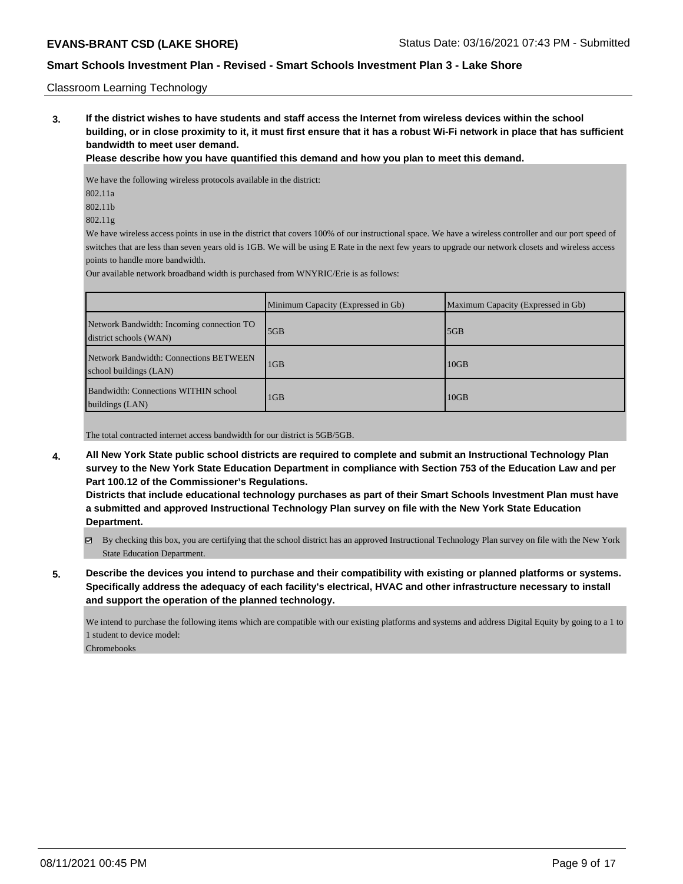Classroom Learning Technology

**3. If the district wishes to have students and staff access the Internet from wireless devices within the school building, or in close proximity to it, it must first ensure that it has a robust Wi-Fi network in place that has sufficient bandwidth to meet user demand.**

**Please describe how you have quantified this demand and how you plan to meet this demand.**

We have the following wireless protocols available in the district:

802.11a

802.11b

802.11g

We have wireless access points in use in the district that covers 100% of our instructional space. We have a wireless controller and our port speed of switches that are less than seven years old is 1GB. We will be using E Rate in the next few years to upgrade our network closets and wireless access points to handle more bandwidth.

Our available network broadband width is purchased from WNYRIC/Erie is as follows:

| | Minimum Capacity (Expressed in Gb) | Maximum Capacity (Expressed in Gb) |
|---|---|---|
| Network Bandwidth: Incoming connection TO district schools (WAN) | 5GB | 5GB |
| Network Bandwidth: Connections BETWEEN school buildings (LAN) | 1GB | 10GB |
| Bandwidth: Connections WITHIN school buildings (LAN) | 1GB | 10GB |

The total contracted internet access bandwidth for our district is 5GB/5GB.

**4. All New York State public school districts are required to complete and submit an Instructional Technology Plan survey to the New York State Education Department in compliance with Section 753 of the Education Law and per Part 100.12 of the Commissioner's Regulations.**

**Districts that include educational technology purchases as part of their Smart Schools Investment Plan must have a submitted and approved Instructional Technology Plan survey on file with the New York State Education Department.**

☑ By checking this box, you are certifying that the school district has an approved Instructional Technology Plan survey on file with the New York State Education Department.

**5. Describe the devices you intend to purchase and their compatibility with existing or planned platforms or systems. Specifically address the adequacy of each facility's electrical, HVAC and other infrastructure necessary to install and support the operation of the planned technology.**

We intend to purchase the following items which are compatible with our existing platforms and systems and address Digital Equity by going to a 1 to 1 student to device model:

Chromebooks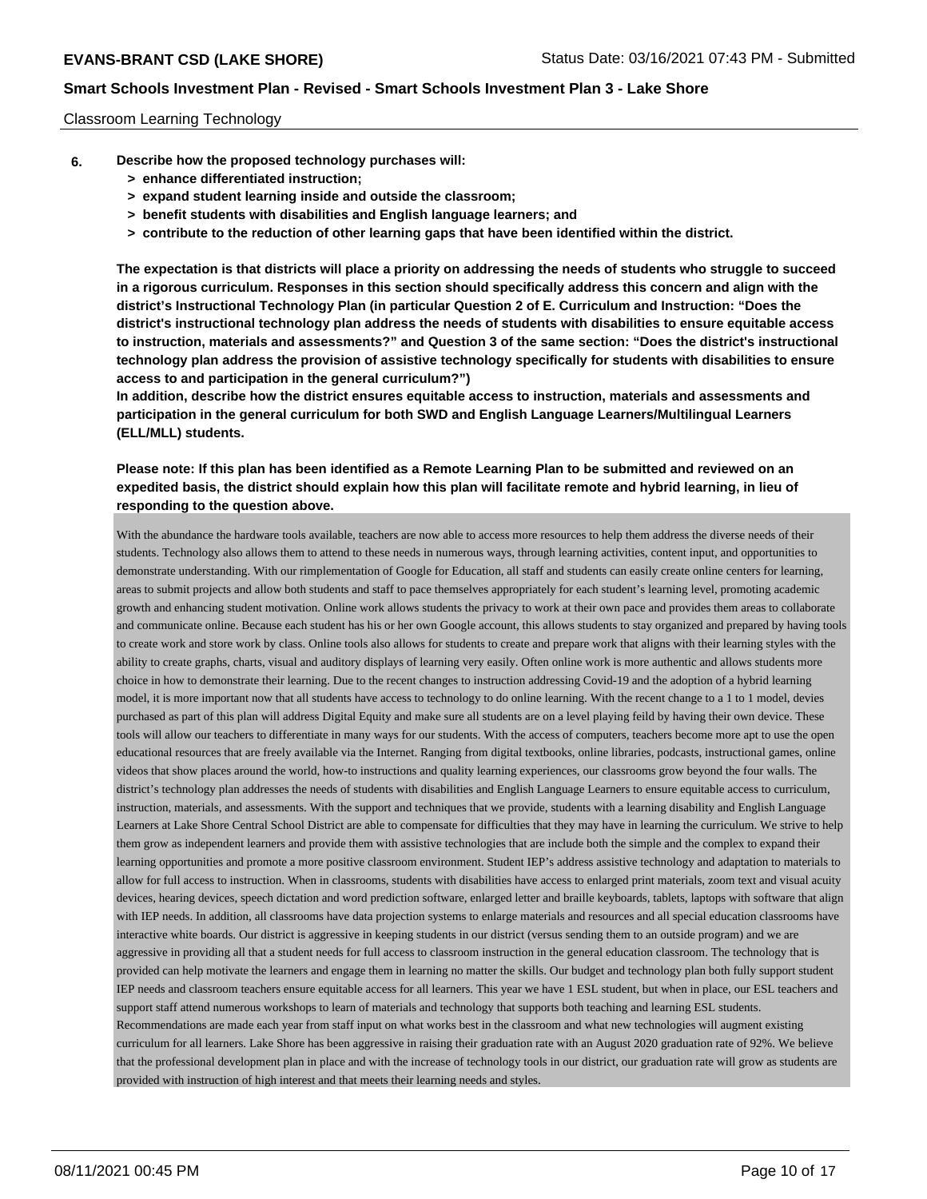Classroom Learning Technology

6. **Describe how the proposed technology purchases will:**
   - **> enhance differentiated instruction;**
   - **> expand student learning inside and outside the classroom;**
   - **> benefit students with disabilities and English language learners; and**
   - **> contribute to the reduction of other learning gaps that have been identified within the district.**

**The expectation is that districts will place a priority on addressing the needs of students who struggle to succeed in a rigorous curriculum. Responses in this section should specifically address this concern and align with the district's Instructional Technology Plan (in particular Question 2 of E. Curriculum and Instruction: "Does the district's instructional technology plan address the needs of students with disabilities to ensure equitable access to instruction, materials and assessments?" and Question 3 of the same section: "Does the district's instructional technology plan address the provision of assistive technology specifically for students with disabilities to ensure access to and participation in the general curriculum?")**

**In addition, describe how the district ensures equitable access to instruction, materials and assessments and participation in the general curriculum for both SWD and English Language Learners/Multilingual Learners (ELL/MLL) students.**

**Please note: If this plan has been identified as a Remote Learning Plan to be submitted and reviewed on an expedited basis, the district should explain how this plan will facilitate remote and hybrid learning, in lieu of responding to the question above.**

With the abundance the hardware tools available, teachers are now able to access more resources to help them address the diverse needs of their students. Technology also allows them to attend to these needs in numerous ways, through learning activities, content input, and opportunities to demonstrate understanding. With our rimplementation of Google for Education, all staff and students can easily create online centers for learning, areas to submit projects and allow both students and staff to pace themselves appropriately for each student's learning level, promoting academic growth and enhancing student motivation. Online work allows students the privacy to work at their own pace and provides them areas to collaborate and communicate online. Because each student has his or her own Google account, this allows students to stay organized and prepared by having tools to create work and store work by class. Online tools also allows for students to create and prepare work that aligns with their learning styles with the ability to create graphs, charts, visual and auditory displays of learning very easily. Often online work is more authentic and allows students more choice in how to demonstrate their learning. Due to the recent changes to instruction addressing Covid-19 and the adoption of a hybrid learning model, it is more important now that all students have access to technology to do online learning. With the recent change to a 1 to 1 model, devies purchased as part of this plan will address Digital Equity and make sure all students are on a level playing feild by having their own device. These tools will allow our teachers to differentiate in many ways for our students. With the access of computers, teachers become more apt to use the open educational resources that are freely available via the Internet. Ranging from digital textbooks, online libraries, podcasts, instructional games, online videos that show places around the world, how-to instructions and quality learning experiences, our classrooms grow beyond the four walls. The district's technology plan addresses the needs of students with disabilities and English Language Learners to ensure equitable access to curriculum, instruction, materials, and assessments. With the support and techniques that we provide, students with a learning disability and English Language Learners at Lake Shore Central School District are able to compensate for difficulties that they may have in learning the curriculum. We strive to help them grow as independent learners and provide them with assistive technologies that are include both the simple and the complex to expand their learning opportunities and promote a more positive classroom environment. Student IEP's address assistive technology and adaptation to materials to allow for full access to instruction. When in classrooms, students with disabilities have access to enlarged print materials, zoom text and visual acuity devices, hearing devices, speech dictation and word prediction software, enlarged letter and braille keyboards, tablets, laptops with software that align with IEP needs. In addition, all classrooms have data projection systems to enlarge materials and resources and all special education classrooms have interactive white boards. Our district is aggressive in keeping students in our district (versus sending them to an outside program) and we are aggressive in providing all that a student needs for full access to classroom instruction in the general education classroom. The technology that is provided can help motivate the learners and engage them in learning no matter the skills. Our budget and technology plan both fully support student IEP needs and classroom teachers ensure equitable access for all learners. This year we have 1 ESL student, but when in place, our ESL teachers and support staff attend numerous workshops to learn of materials and technology that supports both teaching and learning ESL students. Recommendations are made each year from staff input on what works best in the classroom and what new technologies will augment existing curriculum for all learners. Lake Shore has been aggressive in raising their graduation rate with an August 2020 graduation rate of 92%. We believe that the professional development plan in place and with the increase of technology tools in our district, our graduation rate will grow as students are provided with instruction of high interest and that meets their learning needs and styles.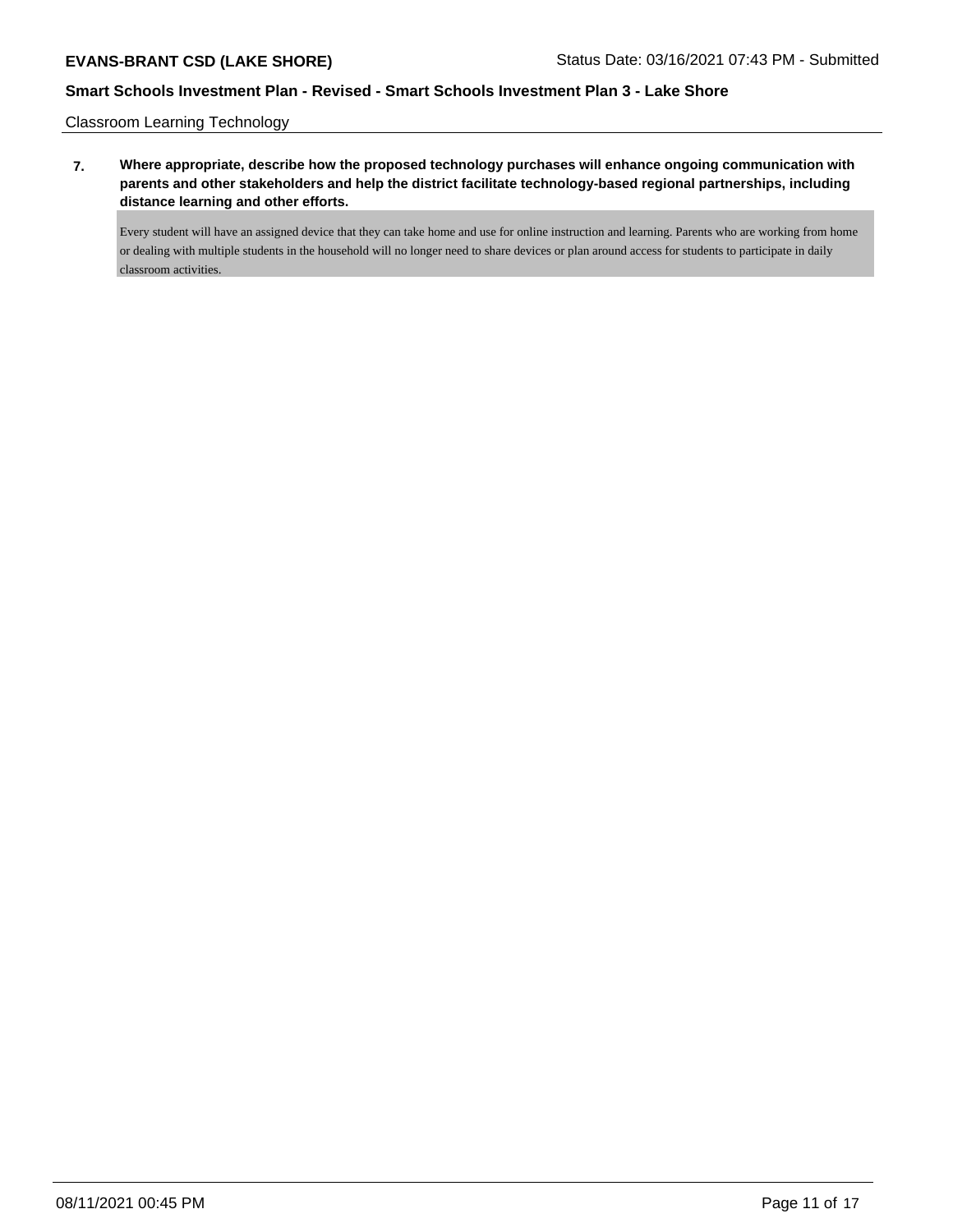Classroom Learning Technology

**7. Where appropriate, describe how the proposed technology purchases will enhance ongoing communication with parents and other stakeholders and help the district facilitate technology-based regional partnerships, including distance learning and other efforts.**

Every student will have an assigned device that they can take home and use for online instruction and learning. Parents who are working from home or dealing with multiple students in the household will no longer need to share devices or plan around access for students to participate in daily classroom activities.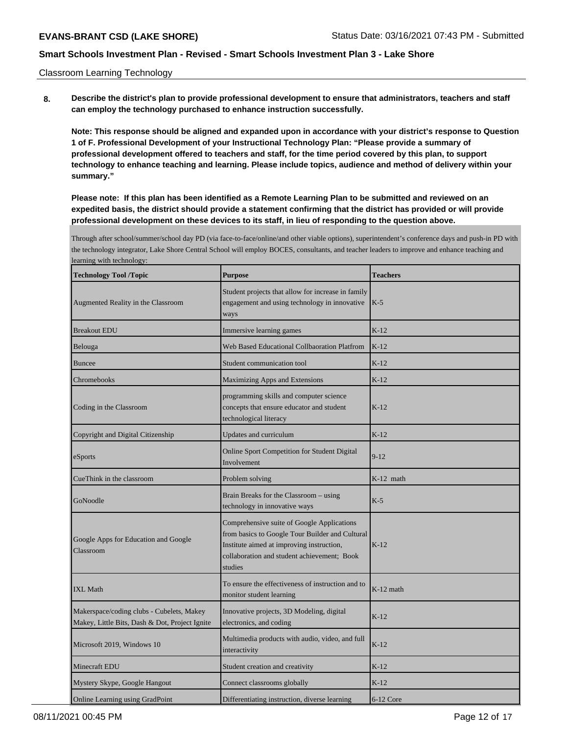Classroom Learning Technology

**8. Describe the district's plan to provide professional development to ensure that administrators, teachers and staff can employ the technology purchased to enhance instruction successfully.**

**Note: This response should be aligned and expanded upon in accordance with your district's response to Question 1 of F. Professional Development of your Instructional Technology Plan: "Please provide a summary of professional development offered to teachers and staff, for the time period covered by this plan, to support technology to enhance teaching and learning. Please include topics, audience and method of delivery within your summary."**

**Please note: If this plan has been identified as a Remote Learning Plan to be submitted and reviewed on an expedited basis, the district should provide a statement confirming that the district has provided or will provide professional development on these devices to its staff, in lieu of responding to the question above.**

Through after school/summer/school day PD (via face-to-face/online/and other viable options), superintendent's conference days and push-in PD with the technology integrator, Lake Shore Central School will employ BOCES, consultants, and teacher leaders to improve and enhance teaching and learning with technology:

| Technology Tool /Topic | Purpose | Teachers |
|---|---|---|
| Augmented Reality in the Classroom | Student projects that allow for increase in family engagement and using technology in innovative ways | K-5 |
| Breakout EDU | Immersive learning games | K-12 |
| Belouga | Web Based Educational Collbaoration Platfrom | K-12 |
| Buncee | Student communication tool | K-12 |
| Chromebooks | Maximizing Apps and Extensions | K-12 |
| Coding in the Classroom | programming skills and computer science concepts that ensure educator and student technological literacy | K-12 |
| Copyright and Digital Citizenship | Updates and curriculum | K-12 |
| eSports | Online Sport Competition for Student Digital Involvement | 9-12 |
| CueThink in the classroom | Problem solving | K-12 math |
| GoNoodle | Brain Breaks for the Classroom – using technology in innovative ways | K-5 |
| Google Apps for Education and Google Classroom | Comprehensive suite of Google Applications from basics to Google Tour Builder and Cultural Institute aimed at improving instruction, collaboration and student achievement; Book studies | K-12 |
| IXL Math | To ensure the effectiveness of instruction and to monitor student learning | K-12 math |
| Makerspace/coding clubs - Cubelets, Makey Makey, Little Bits, Dash & Dot, Project Ignite | Innovative projects, 3D Modeling, digital electronics, and coding | K-12 |
| Microsoft 2019, Windows 10 | Multimedia products with audio, video, and full interactivity | K-12 |
| Minecraft EDU | Student creation and creativity | K-12 |
| Mystery Skype, Google Hangout | Connect classrooms globally | K-12 |
| Online Learning using GradPoint | Differentiating instruction, diverse learning | 6-12 Core |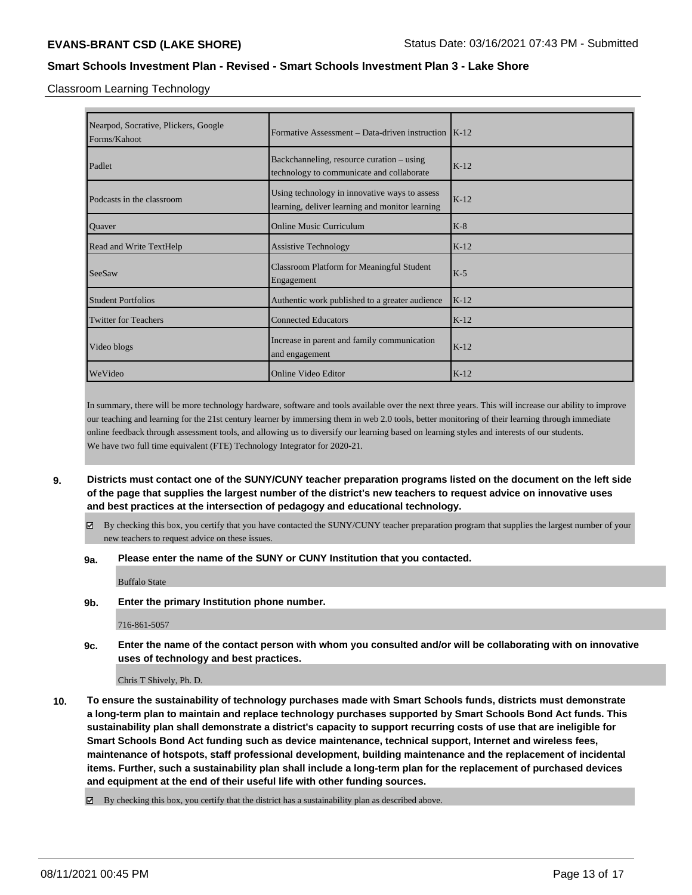Classroom Learning Technology

| | | |
|---|---|---|
| Nearpod, Socrative, Plickers, Google Forms/Kahoot | Formative Assessment – Data-driven instruction | K-12 |
| Padlet | Backchanneling, resource curation – using technology to communicate and collaborate | K-12 |
| Podcasts in the classroom | Using technology in innovative ways to assess learning, deliver learning and monitor learning | K-12 |
| Quaver | Online Music Curriculum | K-8 |
| Read and Write TextHelp | Assistive Technology | K-12 |
| SeeSaw | Classroom Platform for Meaningful Student Engagement | K-5 |
| Student Portfolios | Authentic work published to a greater audience | K-12 |
| Twitter for Teachers | Connected Educators | K-12 |
| Video blogs | Increase in parent and family communication and engagement | K-12 |
| WeVideo | Online Video Editor | K-12 |

In summary, there will be more technology hardware, software and tools available over the next three years. This will increase our ability to improve our teaching and learning for the 21st century learner by immersing them in web 2.0 tools, better monitoring of their learning through immediate online feedback through assessment tools, and allowing us to diversify our learning based on learning styles and interests of our students.
We have two full time equivalent (FTE) Technology Integrator for 2020-21.

**9. Districts must contact one of the SUNY/CUNY teacher preparation programs listed on the document on the left side of the page that supplies the largest number of the district's new teachers to request advice on innovative uses and best practices at the intersection of pedagogy and educational technology.**

☑ By checking this box, you certify that you have contacted the SUNY/CUNY teacher preparation program that supplies the largest number of your new teachers to request advice on these issues.

**9a. Please enter the name of the SUNY or CUNY Institution that you contacted.**

Buffalo State

**9b. Enter the primary Institution phone number.**

716-861-5057

**9c. Enter the name of the contact person with whom you consulted and/or will be collaborating with on innovative uses of technology and best practices.**

Chris T Shively, Ph. D.

**10. To ensure the sustainability of technology purchases made with Smart Schools funds, districts must demonstrate a long-term plan to maintain and replace technology purchases supported by Smart Schools Bond Act funds. This sustainability plan shall demonstrate a district's capacity to support recurring costs of use that are ineligible for Smart Schools Bond Act funding such as device maintenance, technical support, Internet and wireless fees, maintenance of hotspots, staff professional development, building maintenance and the replacement of incidental items. Further, such a sustainability plan shall include a long-term plan for the replacement of purchased devices and equipment at the end of their useful life with other funding sources.**

☑ By checking this box, you certify that the district has a sustainability plan as described above.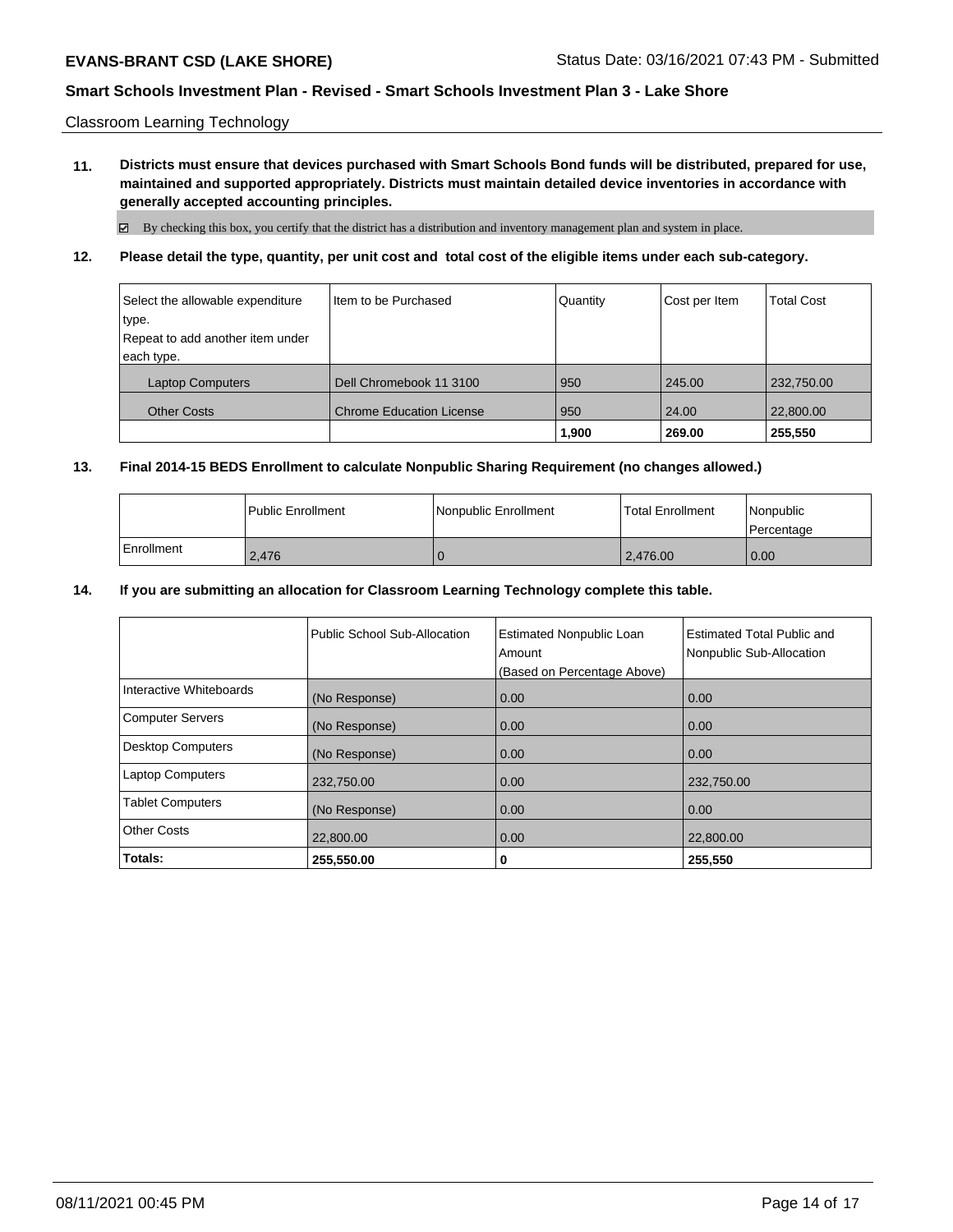Classroom Learning Technology

**11. Districts must ensure that devices purchased with Smart Schools Bond funds will be distributed, prepared for use, maintained and supported appropriately. Districts must maintain detailed device inventories in accordance with generally accepted accounting principles.**

☑ By checking this box, you certify that the district has a distribution and inventory management plan and system in place.

**12. Please detail the type, quantity, per unit cost and total cost of the eligible items under each sub-category.**

| Select the allowable expenditure type. Repeat to add another item under each type. | Item to be Purchased | Quantity | Cost per Item | Total Cost |
|---|---|---|---|---|
| Laptop Computers | Dell Chromebook 11 3100 | 950 | 245.00 | 232,750.00 |
| Other Costs | Chrome Education License | 950 | 24.00 | 22,800.00 |
| | | **1,900** | **269.00** | **255,550** |

**13. Final 2014-15 BEDS Enrollment to calculate Nonpublic Sharing Requirement (no changes allowed.)**

| | Public Enrollment | Nonpublic Enrollment | Total Enrollment | Nonpublic Percentage |
|---|---|---|---|---|
| Enrollment | 2,476 | 0 | 2,476.00 | 0.00 |

**14. If you are submitting an allocation for Classroom Learning Technology complete this table.**

| | Public School Sub-Allocation | Estimated Nonpublic Loan Amount (Based on Percentage Above) | Estimated Total Public and Nonpublic Sub-Allocation |
|---|---|---|---|
| Interactive Whiteboards | (No Response) | 0.00 | 0.00 |
| Computer Servers | (No Response) | 0.00 | 0.00 |
| Desktop Computers | (No Response) | 0.00 | 0.00 |
| Laptop Computers | 232,750.00 | 0.00 | 232,750.00 |
| Tablet Computers | (No Response) | 0.00 | 0.00 |
| Other Costs | 22,800.00 | 0.00 | 22,800.00 |
| **Totals:** | **255,550.00** | **0** | **255,550** |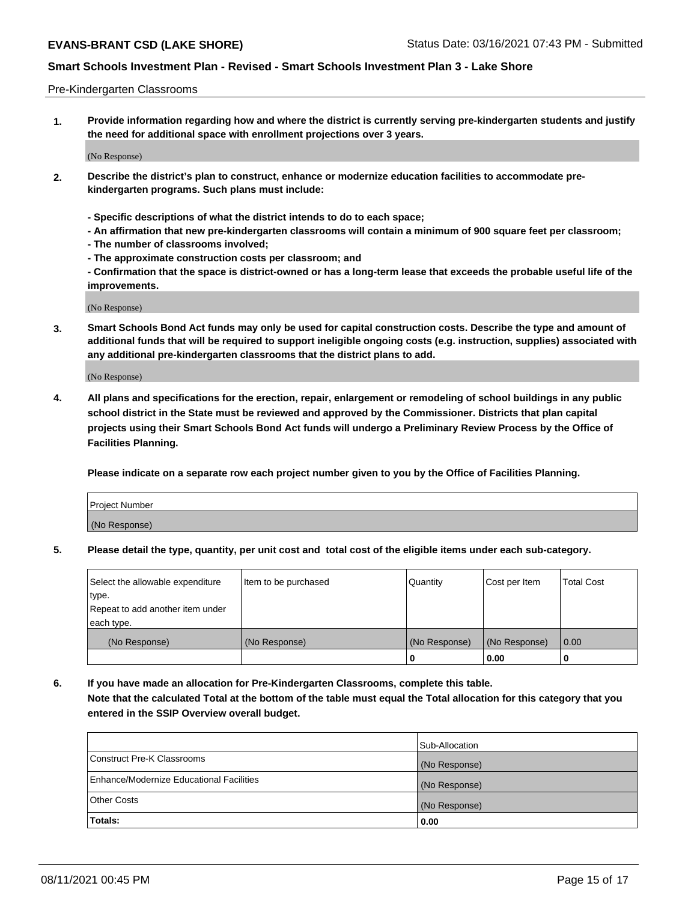Pre-Kindergarten Classrooms

**1. Provide information regarding how and where the district is currently serving pre-kindergarten students and justify the need for additional space with enrollment projections over 3 years.**

(No Response)

**2. Describe the district's plan to construct, enhance or modernize education facilities to accommodate pre-kindergarten programs. Such plans must include:**

**- Specific descriptions of what the district intends to do to each space;**
**- An affirmation that new pre-kindergarten classrooms will contain a minimum of 900 square feet per classroom;**
**- The number of classrooms involved;**
**- The approximate construction costs per classroom; and**
**- Confirmation that the space is district-owned or has a long-term lease that exceeds the probable useful life of the improvements.**

(No Response)

**3. Smart Schools Bond Act funds may only be used for capital construction costs. Describe the type and amount of additional funds that will be required to support ineligible ongoing costs (e.g. instruction, supplies) associated with any additional pre-kindergarten classrooms that the district plans to add.**

(No Response)

**4. All plans and specifications for the erection, repair, enlargement or remodeling of school buildings in any public school district in the State must be reviewed and approved by the Commissioner. Districts that plan capital projects using their Smart Schools Bond Act funds will undergo a Preliminary Review Process by the Office of Facilities Planning.**

**Please indicate on a separate row each project number given to you by the Office of Facilities Planning.**

| Project Number |
|---|
| (No Response) |

**5. Please detail the type, quantity, per unit cost and total cost of the eligible items under each sub-category.**

| Select the allowable expenditure type. Repeat to add another item under each type. | Item to be purchased | Quantity | Cost per Item | Total Cost |
|---|---|---|---|---|
| (No Response) | (No Response) | (No Response) | (No Response) | 0.00 |
| | | 0 | 0.00 | 0 |

**6. If you have made an allocation for Pre-Kindergarten Classrooms, complete this table. Note that the calculated Total at the bottom of the table must equal the Total allocation for this category that you entered in the SSIP Overview overall budget.**

| | Sub-Allocation |
|---|---|
| Construct Pre-K Classrooms | (No Response) |
| Enhance/Modernize Educational Facilities | (No Response) |
| Other Costs | (No Response) |
| **Totals:** | **0.00** |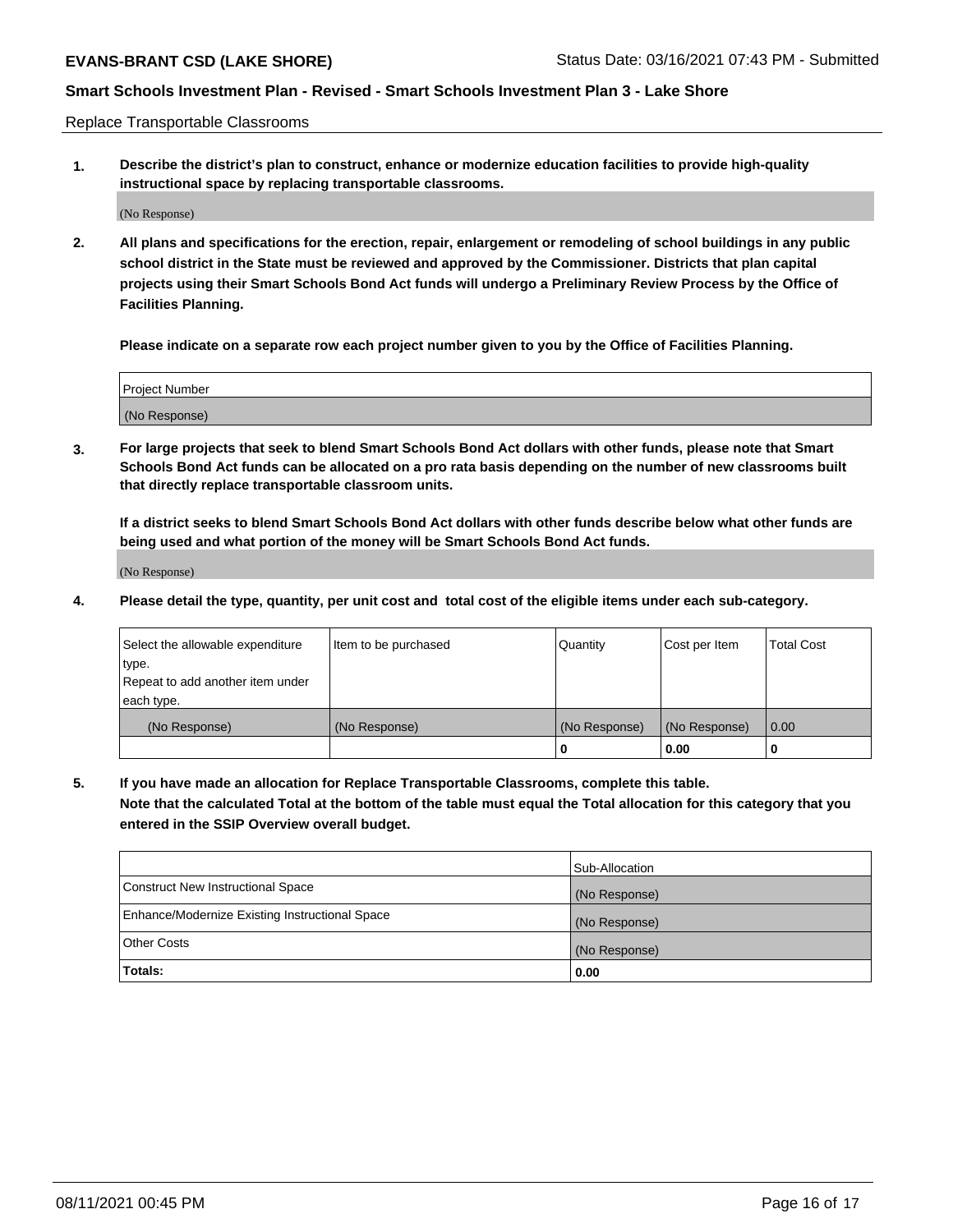Replace Transportable Classrooms

**1. Describe the district's plan to construct, enhance or modernize education facilities to provide high-quality instructional space by replacing transportable classrooms.**

(No Response)

**2. All plans and specifications for the erection, repair, enlargement or remodeling of school buildings in any public school district in the State must be reviewed and approved by the Commissioner. Districts that plan capital projects using their Smart Schools Bond Act funds will undergo a Preliminary Review Process by the Office of Facilities Planning.**

**Please indicate on a separate row each project number given to you by the Office of Facilities Planning.**

| Project Number |
|---|
| (No Response) |

**3. For large projects that seek to blend Smart Schools Bond Act dollars with other funds, please note that Smart Schools Bond Act funds can be allocated on a pro rata basis depending on the number of new classrooms built that directly replace transportable classroom units.**

**If a district seeks to blend Smart Schools Bond Act dollars with other funds describe below what other funds are being used and what portion of the money will be Smart Schools Bond Act funds.**

(No Response)

**4. Please detail the type, quantity, per unit cost and total cost of the eligible items under each sub-category.**

| Select the allowable expenditure type. Repeat to add another item under each type. | Item to be purchased | Quantity | Cost per Item | Total Cost |
|---|---|---|---|---|
| (No Response) | (No Response) | (No Response) | (No Response) | 0.00 |
| | | **0** | **0.00** | **0** |

**5. If you have made an allocation for Replace Transportable Classrooms, complete this table. Note that the calculated Total at the bottom of the table must equal the Total allocation for this category that you entered in the SSIP Overview overall budget.**

| | Sub-Allocation |
|---|---|
| Construct New Instructional Space | (No Response) |
| Enhance/Modernize Existing Instructional Space | (No Response) |
| Other Costs | (No Response) |
| **Totals:** | **0.00** |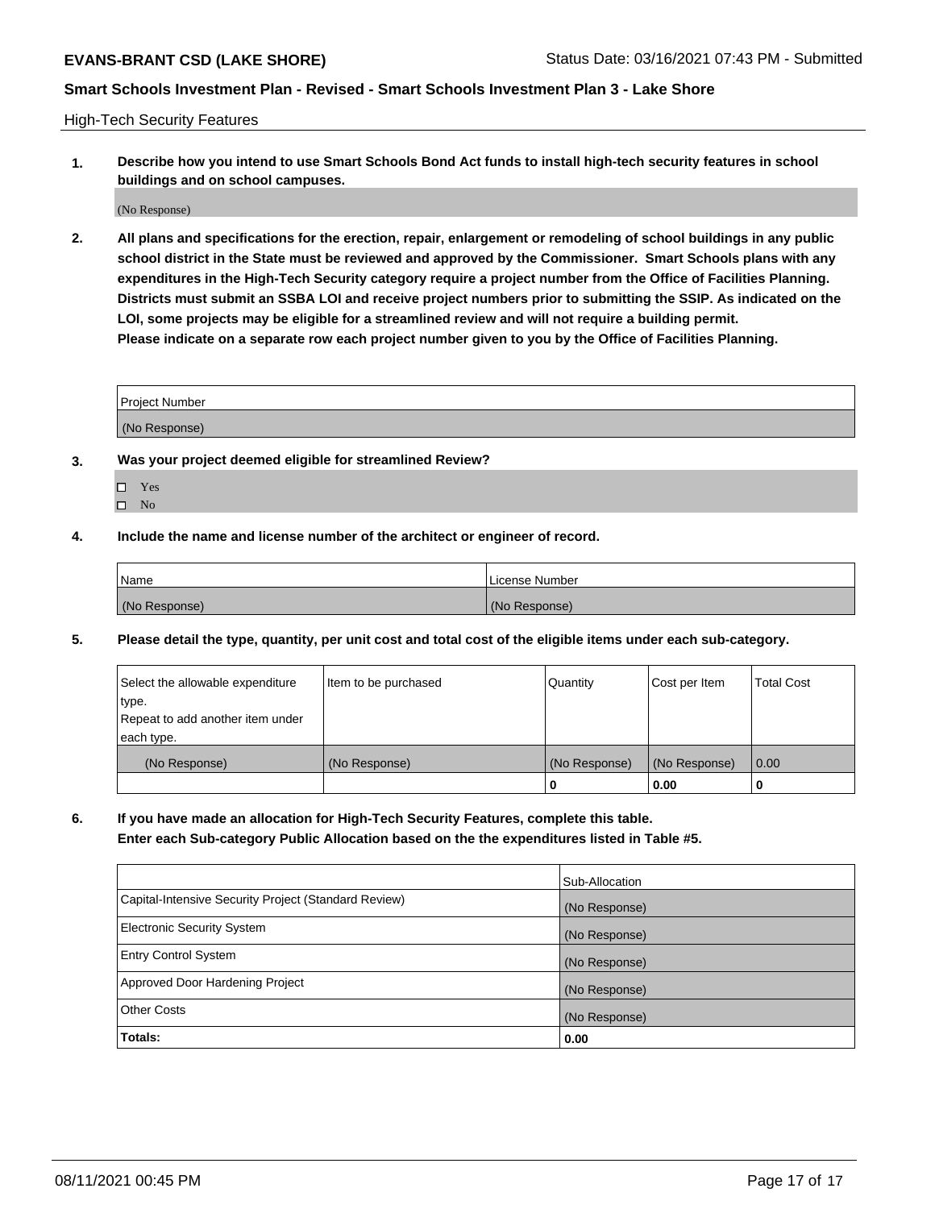**EVANS-BRANT CSD (LAKE SHORE)** Status Date: 03/16/2021 07:43 PM - Submitted

## Smart Schools Investment Plan - Revised - Smart Schools Investment Plan 3 - Lake Shore

High-Tech Security Features

**1. Describe how you intend to use Smart Schools Bond Act funds to install high-tech security features in school buildings and on school campuses.**

(No Response)

**2. All plans and specifications for the erection, repair, enlargement or remodeling of school buildings in any public school district in the State must be reviewed and approved by the Commissioner. Smart Schools plans with any expenditures in the High-Tech Security category require a project number from the Office of Facilities Planning. Districts must submit an SSBA LOI and receive project numbers prior to submitting the SSIP. As indicated on the LOI, some projects may be eligible for a streamlined review and will not require a building permit. Please indicate on a separate row each project number given to you by the Office of Facilities Planning.**

| Project Number |
| --- |
| (No Response) |

**3. Was your project deemed eligible for streamlined Review?**

- ☐ Yes
- ☐ No

**4. Include the name and license number of the architect or engineer of record.**

| Name | License Number |
| --- | --- |
| (No Response) | (No Response) |

**5. Please detail the type, quantity, per unit cost and total cost of the eligible items under each sub-category.**

| Select the allowable expenditure type. Repeat to add another item under each type. | Item to be purchased | Quantity | Cost per Item | Total Cost |
| --- | --- | --- | --- | --- |
| (No Response) | (No Response) | (No Response) | (No Response) | 0.00 |
| | | 0 | 0.00 | 0 |

**6. If you have made an allocation for High-Tech Security Features, complete this table. Enter each Sub-category Public Allocation based on the the expenditures listed in Table #5.**

| | Sub-Allocation |
| --- | --- |
| Capital-Intensive Security Project (Standard Review) | (No Response) |
| Electronic Security System | (No Response) |
| Entry Control System | (No Response) |
| Approved Door Hardening Project | (No Response) |
| Other Costs | (No Response) |
| **Totals:** | **0.00** |

08/11/2021 00:45 PM